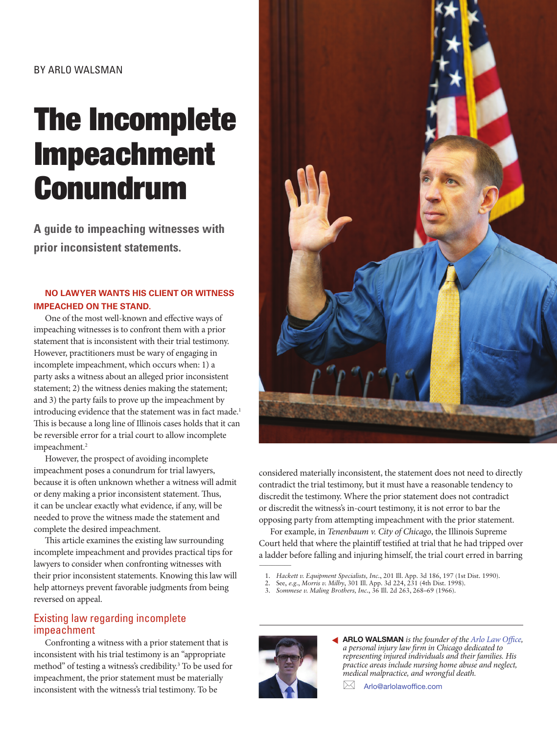BY ARLO WALSMAN

# The Incomplete Impeachment Conundrum

**A guide to impeaching witnesses with prior inconsistent statements.**

**NO LAWYER WANTS HIS CLIENT OR WITNESS IMPEACHED ON THE STAND.**

One of the most well-known and effective ways of impeaching witnesses is to confront them with a prior statement that is inconsistent with their trial testimony. However, practitioners must be wary of engaging in incomplete impeachment, which occurs when: 1) a party asks a witness about an alleged prior inconsistent statement; 2) the witness denies making the statement; and 3) the party fails to prove up the impeachment by introducing evidence that the statement was in fact made.[1] This is because a long line of Illinois cases holds that it can be reversible error for a trial court to allow incomplete impeachment.[2]

However, the prospect of avoiding incomplete impeachment poses a conundrum for trial lawyers, because it is often unknown whether a witness will admit or deny making a prior inconsistent statement. Thus, it can be unclear exactly what evidence, if any, will be needed to prove the witness made the statement and complete the desired impeachment.

This article examines the existing law surrounding incomplete impeachment and provides practical tips for lawyers to consider when confronting witnesses with their prior inconsistent statements. Knowing this law will help attorneys prevent favorable judgments from being reversed on appeal.

## Existing law regarding incomplete impeachment

Confronting a witness with a prior statement that is inconsistent with his trial testimony is an "appropriate method" of testing a witness's credibility.[3] To be used for impeachment, the prior statement must be materially inconsistent with the witness's trial testimony. To be considered materially inconsistent, the statement does not need to directly contradict the trial testimony, but it must have a reasonable tendency to discredit the testimony. Where the prior statement does not contradict or discredit the witness's in-court testimony, it is not error to bar the opposing party from attempting impeachment with the prior statement.

For example, in *Tenenbaum v. City of Chicago*, the Illinois Supreme Court held that where the plaintiff testified at trial that he had tripped over a ladder before falling and injuring himself, the trial court erred in barring

---

1. *Hackett v. Equipment Specialists, Inc.*, 201 Ill. App. 3d 186, 197 (1st Dist. 1990).
2. See, *e.g.*, *Morris v. Milby*, 301 Ill. App. 3d 224, 231 (4th Dist. 1998).
3. *Sommese v. Maling Brothers, Inc.*, 36 Ill. 2d 263, 268–69 (1966).

---

**ARLO WALSMAN** *is the founder of the Arlo Law Office, a personal injury law firm in Chicago dedicated to representing injured individuals and their families. His practice areas include nursing home abuse and neglect, medical malpractice, and wrongful death.*

Arlo@arlolawoffice.com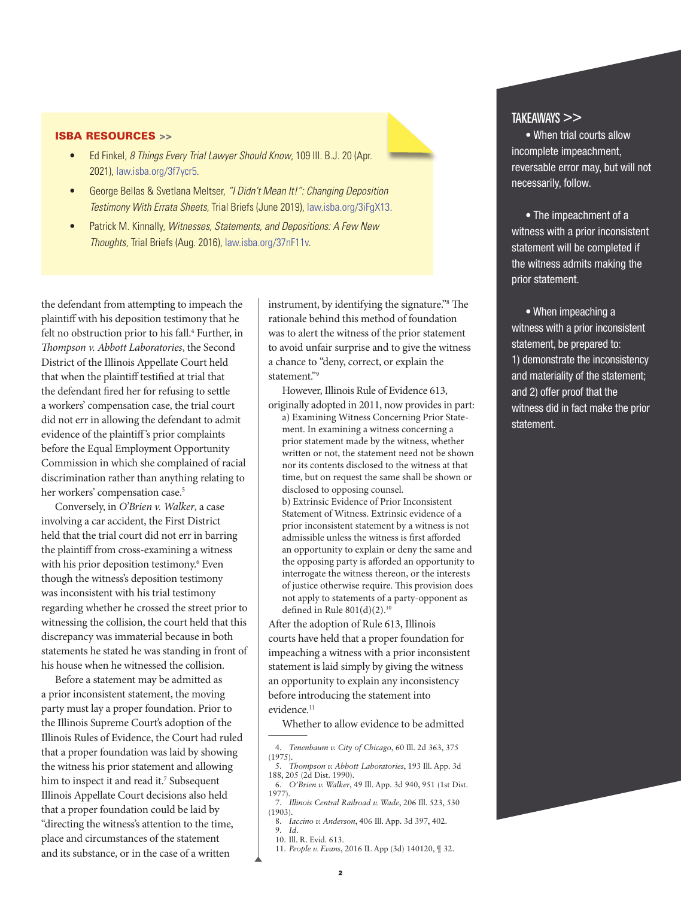**ISBA RESOURCES >>**

- Ed Finkel, *8 Things Every Trial Lawyer Should Know*, 109 Ill. B.J. 20 (Apr. 2021), law.isba.org/3f7ycr5.
- George Bellas & Svetlana Meltser, *"I Didn't Mean It!": Changing Deposition Testimony With Errata Sheets*, Trial Briefs (June 2019), law.isba.org/3iFgX13.
- Patrick M. Kinnally, *Witnesses, Statements, and Depositions: A Few New Thoughts*, Trial Briefs (Aug. 2016), law.isba.org/37nF11v.

the defendant from attempting to impeach the plaintiff with his deposition testimony that he felt no obstruction prior to his fall.[4] Further, in *Thompson v. Abbott Laboratories*, the Second District of the Illinois Appellate Court held that when the plaintiff testified at trial that the defendant fired her for refusing to settle a workers' compensation case, the trial court did not err in allowing the defendant to admit evidence of the plaintiff's prior complaints before the Equal Employment Opportunity Commission in which she complained of racial discrimination rather than anything relating to her workers' compensation case.[5]

Conversely, in *O'Brien v. Walker*, a case involving a car accident, the First District held that the trial court did not err in barring the plaintiff from cross-examining a witness with his prior deposition testimony.[6] Even though the witness's deposition testimony was inconsistent with his trial testimony regarding whether he crossed the street prior to witnessing the collision, the court held that this discrepancy was immaterial because in both statements he stated he was standing in front of his house when he witnessed the collision.

Before a statement may be admitted as a prior inconsistent statement, the moving party must lay a proper foundation. Prior to the Illinois Supreme Court's adoption of the Illinois Rules of Evidence, the Court had ruled that a proper foundation was laid by showing the witness his prior statement and allowing him to inspect it and read it.[7] Subsequent Illinois Appellate Court decisions also held that a proper foundation could be laid by "directing the witness's attention to the time, place and circumstances of the statement and its substance, or in the case of a written instrument, by identifying the signature."[8] The rationale behind this method of foundation was to alert the witness of the prior statement to avoid unfair surprise and to give the witness a chance to "deny, correct, or explain the statement."[9]

However, Illinois Rule of Evidence 613, originally adopted in 2011, now provides in part:

> a) Examining Witness Concerning Prior Statement. In examining a witness concerning a prior statement made by the witness, whether written or not, the statement need not be shown nor its contents disclosed to the witness at that time, but on request the same shall be shown or disclosed to opposing counsel.
> b) Extrinsic Evidence of Prior Inconsistent Statement of Witness. Extrinsic evidence of a prior inconsistent statement by a witness is not admissible unless the witness is first afforded an opportunity to explain or deny the same and the opposing party is afforded an opportunity to interrogate the witness thereon, or the interests of justice otherwise require. This provision does not apply to statements of a party-opponent as defined in Rule 801(d)(2).[10]

After the adoption of Rule 613, Illinois courts have held that a proper foundation for impeaching a witness with a prior inconsistent statement is laid simply by giving the witness an opportunity to explain any inconsistency before introducing the statement into evidence.[11]

Whether to allow evidence to be admitted

**TAKEAWAYS >>**

- When trial courts allow incomplete impeachment, reversible error may, but will not necessarily, follow.
- The impeachment of a witness with a prior inconsistent statement will be completed if the witness admits making the prior statement.
- When impeaching a witness with a prior inconsistent statement, be prepared to: 1) demonstrate the inconsistency and materiality of the statement; and 2) offer proof that the witness did in fact make the prior statement.

4. *Tenenbaum v. City of Chicago*, 60 Ill. 2d 363, 375 (1975).
5. *Thompson v. Abbott Laboratories*, 193 Ill. App. 3d 188, 205 (2d Dist. 1990).
6. *O'Brien v. Walker*, 49 Ill. App. 3d 940, 951 (1st Dist. 1977).
7. *Illinois Central Railroad v. Wade*, 206 Ill. 523, 530 (1903).
8. *Iaccino v. Anderson*, 406 Ill. App. 3d 397, 402.
9. *Id.*
10. Ill. R. Evid. 613.
11. *People v. Evans*, 2016 IL App (3d) 140120, ¶ 32.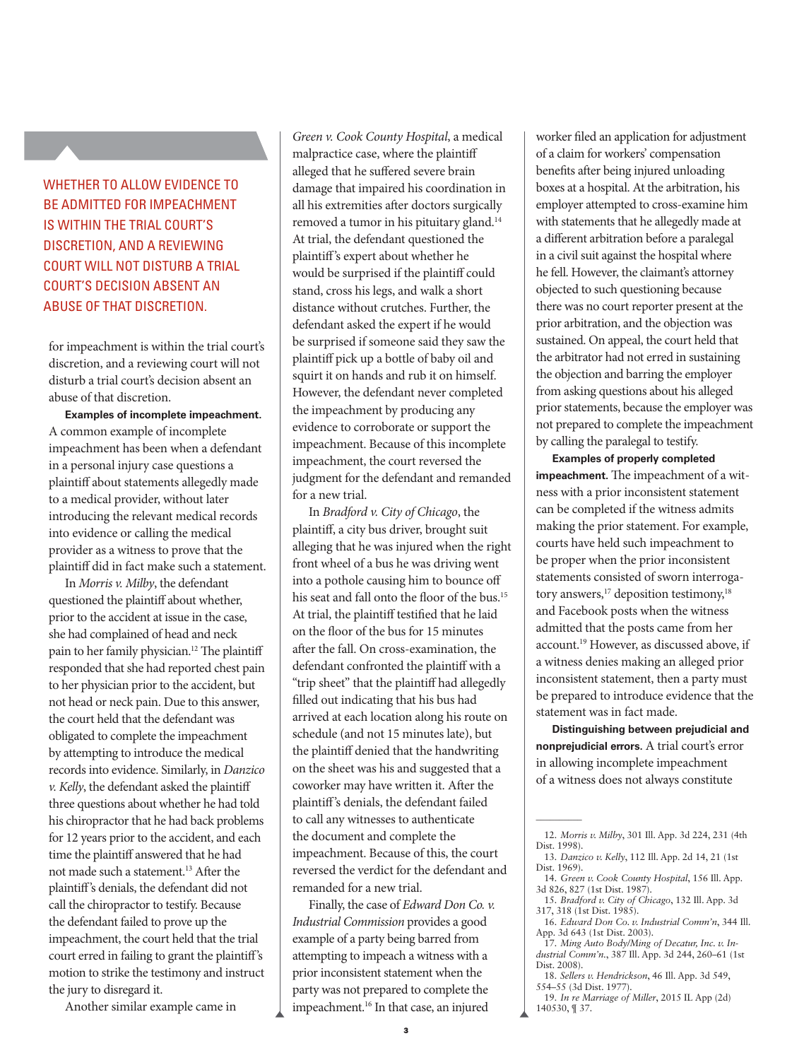WHETHER TO ALLOW EVIDENCE TO BE ADMITTED FOR IMPEACHMENT IS WITHIN THE TRIAL COURT'S DISCRETION, AND A REVIEWING COURT WILL NOT DISTURB A TRIAL COURT'S DECISION ABSENT AN ABUSE OF THAT DISCRETION.

for impeachment is within the trial court's discretion, and a reviewing court will not disturb a trial court's decision absent an abuse of that discretion.

**Examples of incomplete impeachment.** A common example of incomplete impeachment has been when a defendant in a personal injury case questions a plaintiff about statements allegedly made to a medical provider, without later introducing the relevant medical records into evidence or calling the medical provider as a witness to prove that the plaintiff did in fact make such a statement.

In *Morris v. Milby*, the defendant questioned the plaintiff about whether, prior to the accident at issue in the case, she had complained of head and neck pain to her family physician.[12] The plaintiff responded that she had reported chest pain to her physician prior to the accident, but not head or neck pain. Due to this answer, the court held that the defendant was obligated to complete the impeachment by attempting to introduce the medical records into evidence. Similarly, in *Danzico v. Kelly*, the defendant asked the plaintiff three questions about whether he had told his chiropractor that he had back problems for 12 years prior to the accident, and each time the plaintiff answered that he had not made such a statement.[13] After the plaintiff's denials, the defendant did not call the chiropractor to testify. Because the defendant failed to prove up the impeachment, the court held that the trial court erred in failing to grant the plaintiff's motion to strike the testimony and instruct the jury to disregard it.

Another similar example came in *Green v. Cook County Hospital*, a medical malpractice case, where the plaintiff alleged that he suffered severe brain damage that impaired his coordination in all his extremities after doctors surgically removed a tumor in his pituitary gland.[14] At trial, the defendant questioned the plaintiff's expert about whether he would be surprised if the plaintiff could stand, cross his legs, and walk a short distance without crutches. Further, the defendant asked the expert if he would be surprised if someone said they saw the plaintiff pick up a bottle of baby oil and squirt it on hands and rub it on himself. However, the defendant never completed the impeachment by producing any evidence to corroborate or support the impeachment. Because of this incomplete impeachment, the court reversed the judgment for the defendant and remanded for a new trial.

In *Bradford v. City of Chicago*, the plaintiff, a city bus driver, brought suit alleging that he was injured when the right front wheel of a bus he was driving went into a pothole causing him to bounce off his seat and fall onto the floor of the bus.[15] At trial, the plaintiff testified that he laid on the floor of the bus for 15 minutes after the fall. On cross-examination, the defendant confronted the plaintiff with a "trip sheet" that the plaintiff had allegedly filled out indicating that his bus had arrived at each location along his route on schedule (and not 15 minutes late), but the plaintiff denied that the handwriting on the sheet was his and suggested that a coworker may have written it. After the plaintiff's denials, the defendant failed to call any witnesses to authenticate the document and complete the impeachment. Because of this, the court reversed the verdict for the defendant and remanded for a new trial.

Finally, the case of *Edward Don Co. v. Industrial Commission* provides a good example of a party being barred from attempting to impeach a witness with a prior inconsistent statement when the party was not prepared to complete the impeachment.[16] In that case, an injured worker filed an application for adjustment of a claim for workers' compensation benefits after being injured unloading boxes at a hospital. At the arbitration, his employer attempted to cross-examine him with statements that he allegedly made at a different arbitration before a paralegal in a civil suit against the hospital where he fell. However, the claimant's attorney objected to such questioning because there was no court reporter present at the prior arbitration, and the objection was sustained. On appeal, the court held that the arbitrator had not erred in sustaining the objection and barring the employer from asking questions about his alleged prior statements, because the employer was not prepared to complete the impeachment by calling the paralegal to testify.

**Examples of properly completed impeachment.** The impeachment of a witness with a prior inconsistent statement can be completed if the witness admits making the prior statement. For example, courts have held such impeachment to be proper when the prior inconsistent statements consisted of sworn interrogatory answers,[17] deposition testimony,[18] and Facebook posts when the witness admitted that the posts came from her account.[19] However, as discussed above, if a witness denies making an alleged prior inconsistent statement, then a party must be prepared to introduce evidence that the statement was in fact made.

**Distinguishing between prejudicial and nonprejudicial errors.** A trial court's error in allowing incomplete impeachment of a witness does not always constitute

---

12. *Morris v. Milby*, 301 Ill. App. 3d 224, 231 (4th Dist. 1998).
13. *Danzico v. Kelly*, 112 Ill. App. 2d 14, 21 (1st Dist. 1969).
14. *Green v. Cook County Hospital*, 156 Ill. App. 3d 826, 827 (1st Dist. 1987).
15. *Bradford v. City of Chicago*, 132 Ill. App. 3d 317, 318 (1st Dist. 1985).
16. *Edward Don Co. v. Industrial Comm'n*, 344 Ill. App. 3d 643 (1st Dist. 2003).
17. *Ming Auto Body/Ming of Decatur, Inc. v. Industrial Comm'n.*, 387 Ill. App. 3d 244, 260–61 (1st Dist. 2008).
18. *Sellers v. Hendrickson*, 46 Ill. App. 3d 549, 554–55 (3d Dist. 1977).
19. *In re Marriage of Miller*, 2015 IL App (2d) 140530, ¶ 37.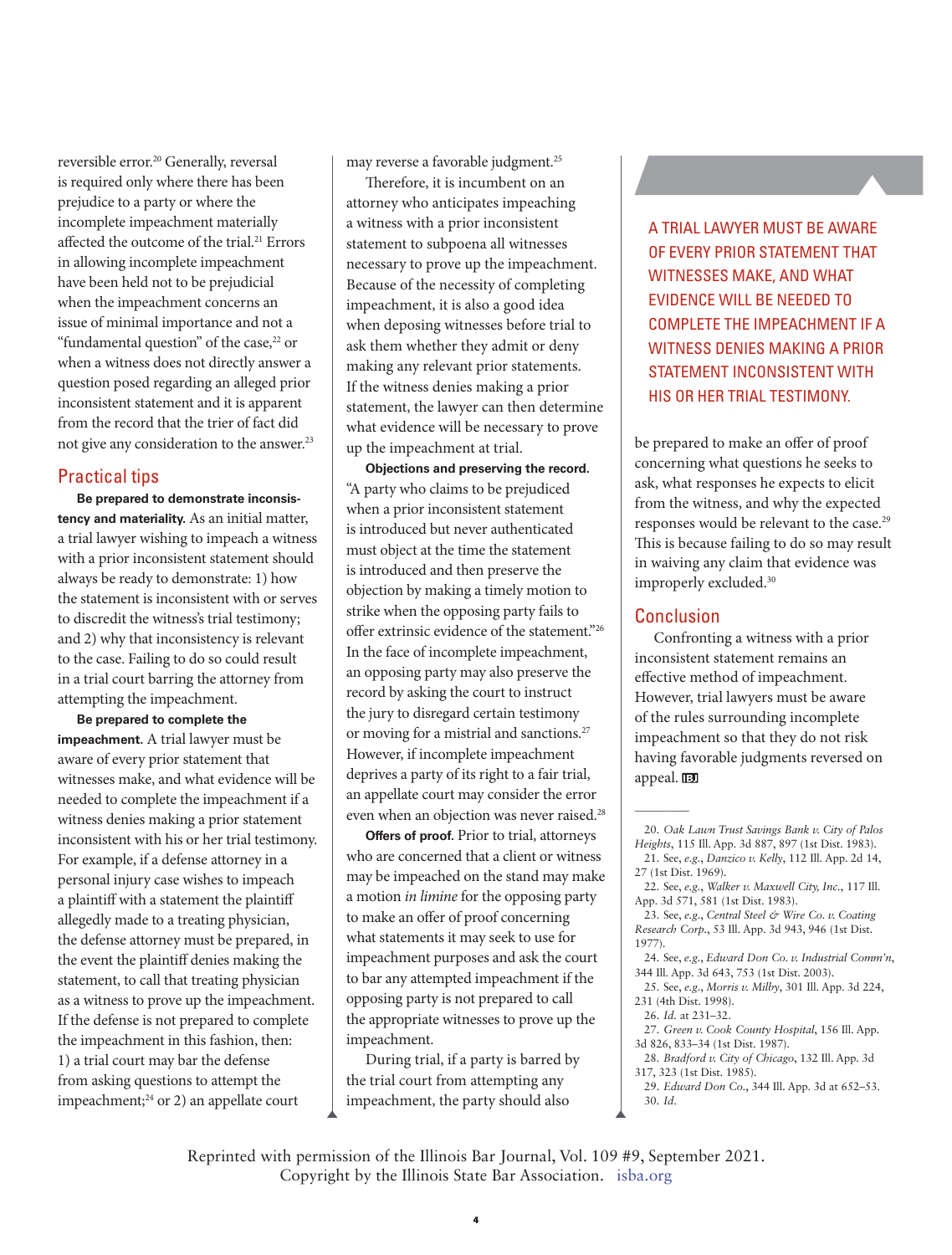reversible error.[20] Generally, reversal is required only where there has been prejudice to a party or where the incomplete impeachment materially affected the outcome of the trial.[21] Errors in allowing incomplete impeachment have been held not to be prejudicial when the impeachment concerns an issue of minimal importance and not a "fundamental question" of the case,[22] or when a witness does not directly answer a question posed regarding an alleged prior inconsistent statement and it is apparent from the record that the trier of fact did not give any consideration to the answer.[23]

## Practical tips

**Be prepared to demonstrate inconsistency and materiality.** As an initial matter, a trial lawyer wishing to impeach a witness with a prior inconsistent statement should always be ready to demonstrate: 1) how the statement is inconsistent with or serves to discredit the witness's trial testimony; and 2) why that inconsistency is relevant to the case. Failing to do so could result in a trial court barring the attorney from attempting the impeachment.

**Be prepared to complete the impeachment.** A trial lawyer must be aware of every prior statement that witnesses make, and what evidence will be needed to complete the impeachment if a witness denies making a prior statement inconsistent with his or her trial testimony. For example, if a defense attorney in a personal injury case wishes to impeach a plaintiff with a statement the plaintiff allegedly made to a treating physician, the defense attorney must be prepared, in the event the plaintiff denies making the statement, to call that treating physician as a witness to prove up the impeachment. If the defense is not prepared to complete the impeachment in this fashion, then: 1) a trial court may bar the defense from asking questions to attempt the impeachment;[24] or 2) an appellate court may reverse a favorable judgment.[25]

Therefore, it is incumbent on an attorney who anticipates impeaching a witness with a prior inconsistent statement to subpoena all witnesses necessary to prove up the impeachment. Because of the necessity of completing impeachment, it is also a good idea when deposing witnesses before trial to ask them whether they admit or deny making any relevant prior statements. If the witness denies making a prior statement, the lawyer can then determine what evidence will be necessary to prove up the impeachment at trial.

**Objections and preserving the record.** "A party who claims to be prejudiced when a prior inconsistent statement is introduced but never authenticated must object at the time the statement is introduced and then preserve the objection by making a timely motion to strike when the opposing party fails to offer extrinsic evidence of the statement."[26] In the face of incomplete impeachment, an opposing party may also preserve the record by asking the court to instruct the jury to disregard certain testimony or moving for a mistrial and sanctions.[27] However, if incomplete impeachment deprives a party of its right to a fair trial, an appellate court may consider the error even when an objection was never raised.[28]

**Offers of proof.** Prior to trial, attorneys who are concerned that a client or witness may be impeached on the stand may make a motion *in limine* for the opposing party to make an offer of proof concerning what statements it may seek to use for impeachment purposes and ask the court to bar any attempted impeachment if the opposing party is not prepared to call the appropriate witnesses to prove up the impeachment.

During trial, if a party is barred by the trial court from attempting any impeachment, the party should also be prepared to make an offer of proof concerning what questions he seeks to ask, what responses he expects to elicit from the witness, and why the expected responses would be relevant to the case.[29] This is because failing to do so may result in waiving any claim that evidence was improperly excluded.[30]

A TRIAL LAWYER MUST BE AWARE OF EVERY PRIOR STATEMENT THAT WITNESSES MAKE, AND WHAT EVIDENCE WILL BE NEEDED TO COMPLETE THE IMPEACHMENT IF A WITNESS DENIES MAKING A PRIOR STATEMENT INCONSISTENT WITH HIS OR HER TRIAL TESTIMONY.

## Conclusion

Confronting a witness with a prior inconsistent statement remains an effective method of impeachment. However, trial lawyers must be aware of the rules surrounding incomplete impeachment so that they do not risk having favorable judgments reversed on appeal.

---

20. *Oak Lawn Trust Savings Bank v. City of Palos Heights*, 115 Ill. App. 3d 887, 897 (1st Dist. 1983).
21. See, *e.g.*, *Danzico v. Kelly*, 112 Ill. App. 2d 14, 27 (1st Dist. 1969).
22. See, *e.g.*, *Walker v. Maxwell City, Inc.*, 117 Ill. App. 3d 571, 581 (1st Dist. 1983).
23. See, *e.g.*, *Central Steel & Wire Co. v. Coating Research Corp.*, 53 Ill. App. 3d 943, 946 (1st Dist. 1977).
24. See, *e.g.*, *Edward Don Co. v. Industrial Comm'n*, 344 Ill. App. 3d 643, 753 (1st Dist. 2003).
25. See, *e.g.*, *Morris v. Milby*, 301 Ill. App. 3d 224, 231 (4th Dist. 1998).
26. *Id.* at 231–32.
27. *Green v. Cook County Hospital*, 156 Ill. App. 3d 826, 833–34 (1st Dist. 1987).
28. *Bradford v. City of Chicago*, 132 Ill. App. 3d 317, 323 (1st Dist. 1985).
29. *Edward Don Co.*, 344 Ill. App. 3d at 652–53.
30. *Id.*

Reprinted with permission of the Illinois Bar Journal, Vol. 109 #9, September 2021.
Copyright by the Illinois State Bar Association. isba.org